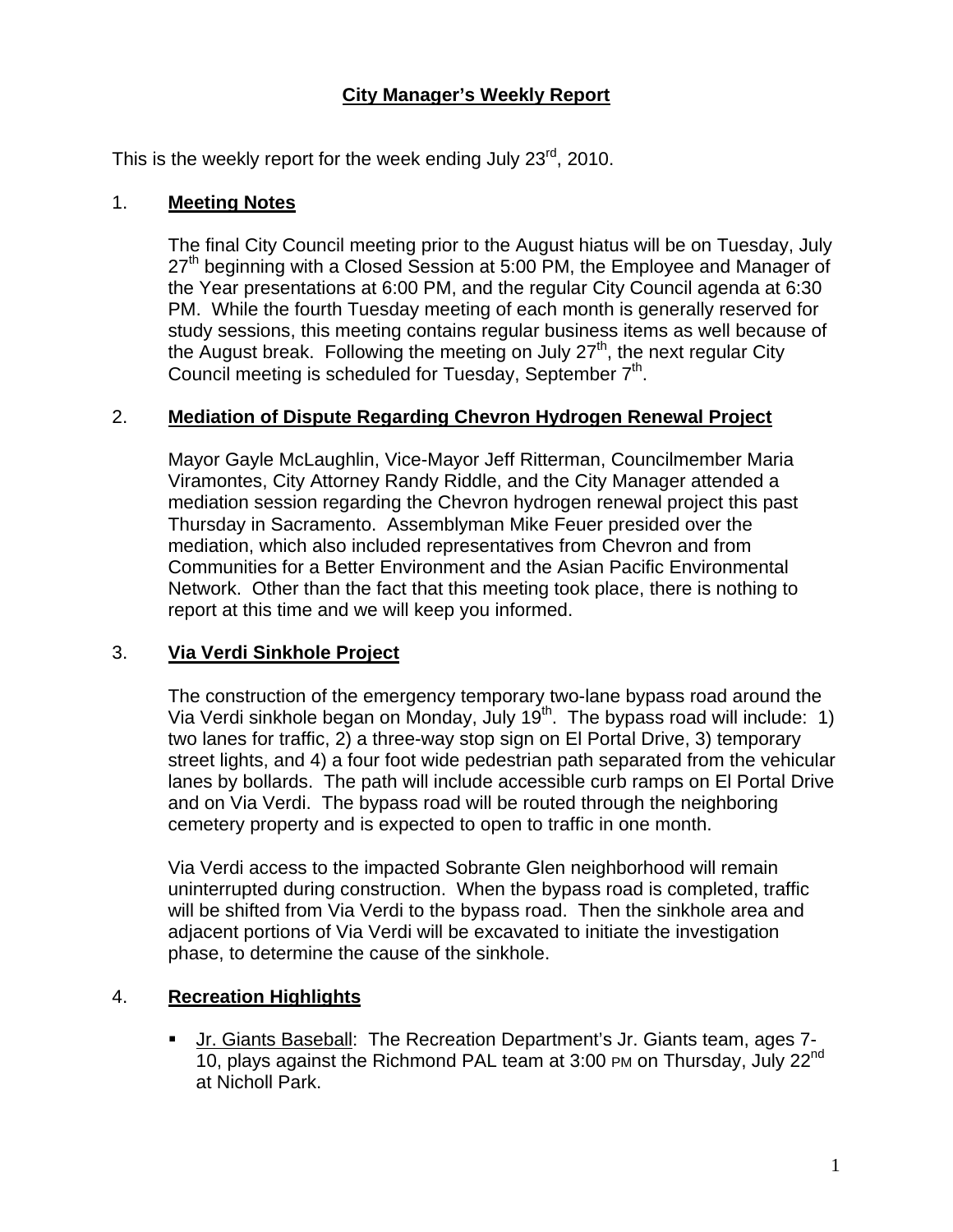# City Manager's Weekly Report

This is the weekly report for the week ending July 23rd, 2010.

## 1. Meeting Notes

The final City Council meeting prior to the August hiatus will be on Tuesday, July 27th beginning with a Closed Session at 5:00 PM, the Employee and Manager of the Year presentations at 6:00 PM, and the regular City Council agenda at 6:30 PM. While the fourth Tuesday meeting of each month is generally reserved for study sessions, this meeting contains regular business items as well because of the August break. Following the meeting on July 27th, the next regular City Council meeting is scheduled for Tuesday, September 7th.

## 2. Mediation of Dispute Regarding Chevron Hydrogen Renewal Project

Mayor Gayle McLaughlin, Vice-Mayor Jeff Ritterman, Councilmember Maria Viramontes, City Attorney Randy Riddle, and the City Manager attended a mediation session regarding the Chevron hydrogen renewal project this past Thursday in Sacramento. Assemblyman Mike Feuer presided over the mediation, which also included representatives from Chevron and from Communities for a Better Environment and the Asian Pacific Environmental Network. Other than the fact that this meeting took place, there is nothing to report at this time and we will keep you informed.

## 3. Via Verdi Sinkhole Project

The construction of the emergency temporary two-lane bypass road around the Via Verdi sinkhole began on Monday, July 19th. The bypass road will include: 1) two lanes for traffic, 2) a three-way stop sign on El Portal Drive, 3) temporary street lights, and 4) a four foot wide pedestrian path separated from the vehicular lanes by bollards. The path will include accessible curb ramps on El Portal Drive and on Via Verdi. The bypass road will be routed through the neighboring cemetery property and is expected to open to traffic in one month.

Via Verdi access to the impacted Sobrante Glen neighborhood will remain uninterrupted during construction. When the bypass road is completed, traffic will be shifted from Via Verdi to the bypass road. Then the sinkhole area and adjacent portions of Via Verdi will be excavated to initiate the investigation phase, to determine the cause of the sinkhole.

## 4. Recreation Highlights

- Jr. Giants Baseball: The Recreation Department's Jr. Giants team, ages 7-10, plays against the Richmond PAL team at 3:00 PM on Thursday, July 22nd at Nicholl Park.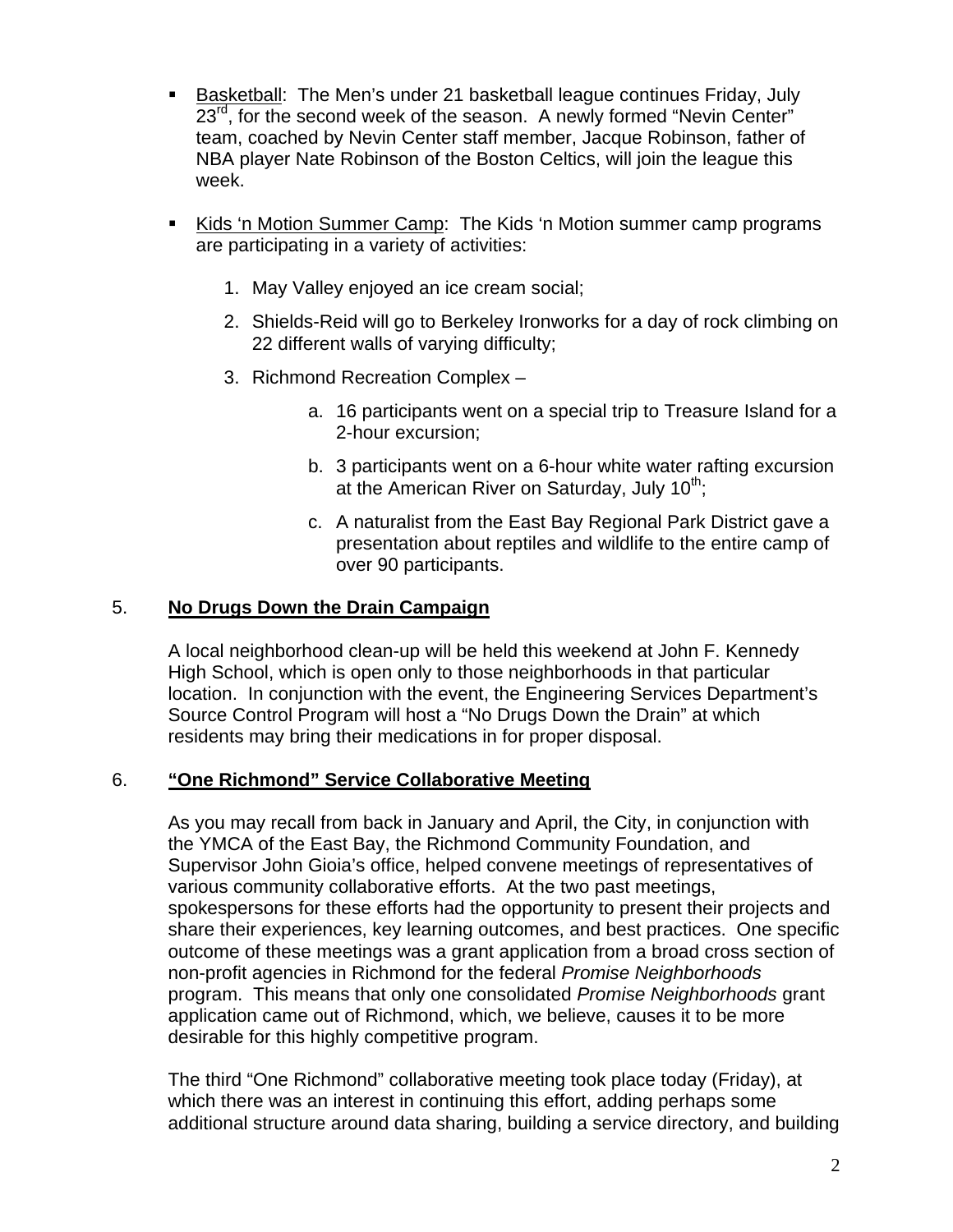- Basketball: The Men's under 21 basketball league continues Friday, July 23rd, for the second week of the season. A newly formed "Nevin Center" team, coached by Nevin Center staff member, Jacque Robinson, father of NBA player Nate Robinson of the Boston Celtics, will join the league this week.

- Kids 'n Motion Summer Camp: The Kids 'n Motion summer camp programs are participating in a variety of activities:

  1. May Valley enjoyed an ice cream social;

  2. Shields-Reid will go to Berkeley Ironworks for a day of rock climbing on 22 different walls of varying difficulty;

  3. Richmond Recreation Complex –

     a. 16 participants went on a special trip to Treasure Island for a 2-hour excursion;

     b. 3 participants went on a 6-hour white water rafting excursion at the American River on Saturday, July 10th;

     c. A naturalist from the East Bay Regional Park District gave a presentation about reptiles and wildlife to the entire camp of over 90 participants.

## 5. No Drugs Down the Drain Campaign

A local neighborhood clean-up will be held this weekend at John F. Kennedy High School, which is open only to those neighborhoods in that particular location. In conjunction with the event, the Engineering Services Department's Source Control Program will host a "No Drugs Down the Drain" at which residents may bring their medications in for proper disposal.

## 6. "One Richmond" Service Collaborative Meeting

As you may recall from back in January and April, the City, in conjunction with the YMCA of the East Bay, the Richmond Community Foundation, and Supervisor John Gioia's office, helped convene meetings of representatives of various community collaborative efforts. At the two past meetings, spokespersons for these efforts had the opportunity to present their projects and share their experiences, key learning outcomes, and best practices. One specific outcome of these meetings was a grant application from a broad cross section of non-profit agencies in Richmond for the federal *Promise Neighborhoods* program. This means that only one consolidated *Promise Neighborhoods* grant application came out of Richmond, which, we believe, causes it to be more desirable for this highly competitive program.

The third "One Richmond" collaborative meeting took place today (Friday), at which there was an interest in continuing this effort, adding perhaps some additional structure around data sharing, building a service directory, and building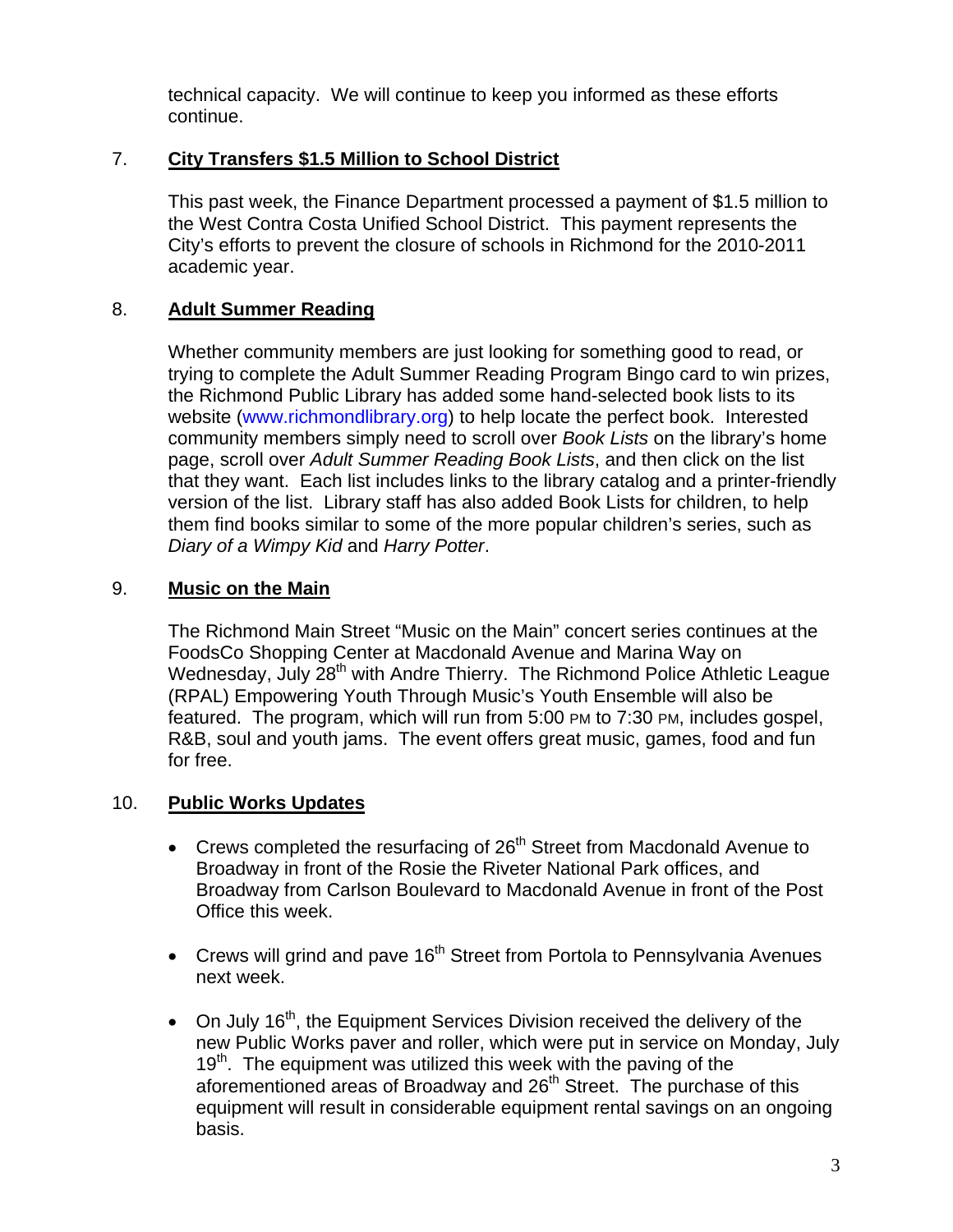technical capacity. We will continue to keep you informed as these efforts continue.

7. **City Transfers $1.5 Million to School District**

This past week, the Finance Department processed a payment of $1.5 million to the West Contra Costa Unified School District. This payment represents the City's efforts to prevent the closure of schools in Richmond for the 2010-2011 academic year.

8. **Adult Summer Reading**

Whether community members are just looking for something good to read, or trying to complete the Adult Summer Reading Program Bingo card to win prizes, the Richmond Public Library has added some hand-selected book lists to its website (www.richmondlibrary.org) to help locate the perfect book. Interested community members simply need to scroll over *Book Lists* on the library's home page, scroll over *Adult Summer Reading Book Lists*, and then click on the list that they want. Each list includes links to the library catalog and a printer-friendly version of the list. Library staff has also added Book Lists for children, to help them find books similar to some of the more popular children's series, such as *Diary of a Wimpy Kid* and *Harry Potter*.

9. **Music on the Main**

The Richmond Main Street "Music on the Main" concert series continues at the FoodsCo Shopping Center at Macdonald Avenue and Marina Way on Wednesday, July 28th with Andre Thierry. The Richmond Police Athletic League (RPAL) Empowering Youth Through Music's Youth Ensemble will also be featured. The program, which will run from 5:00 PM to 7:30 PM, includes gospel, R&B, soul and youth jams. The event offers great music, games, food and fun for free.

10. **Public Works Updates**

- Crews completed the resurfacing of 26th Street from Macdonald Avenue to Broadway in front of the Rosie the Riveter National Park offices, and Broadway from Carlson Boulevard to Macdonald Avenue in front of the Post Office this week.

- Crews will grind and pave 16th Street from Portola to Pennsylvania Avenues next week.

- On July 16th, the Equipment Services Division received the delivery of the new Public Works paver and roller, which were put in service on Monday, July 19th. The equipment was utilized this week with the paving of the aforementioned areas of Broadway and 26th Street. The purchase of this equipment will result in considerable equipment rental savings on an ongoing basis.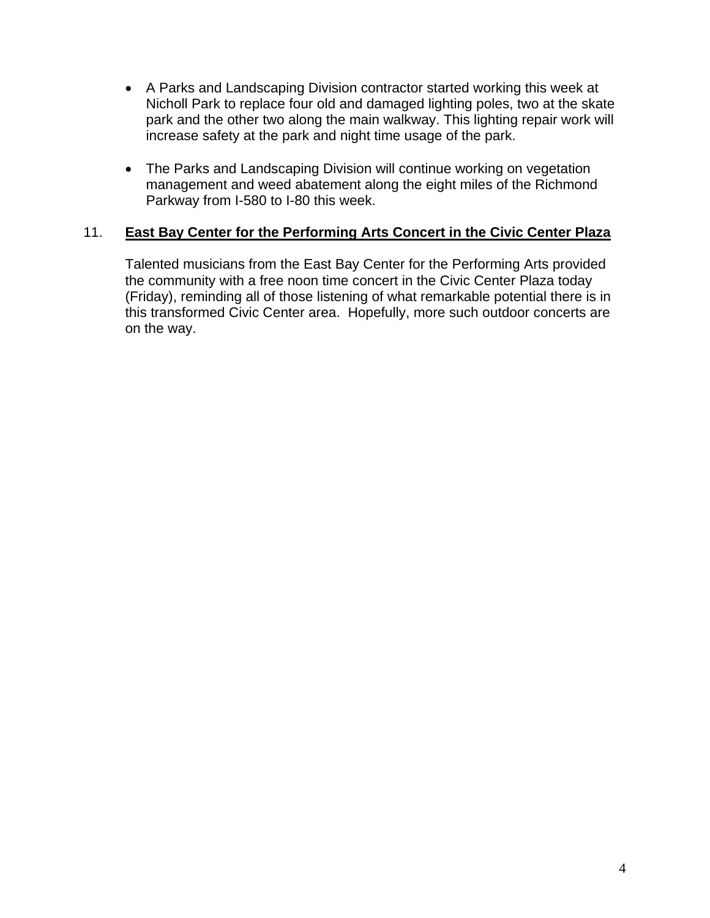- A Parks and Landscaping Division contractor started working this week at Nicholl Park to replace four old and damaged lighting poles, two at the skate park and the other two along the main walkway. This lighting repair work will increase safety at the park and night time usage of the park.

- The Parks and Landscaping Division will continue working on vegetation management and weed abatement along the eight miles of the Richmond Parkway from I-580 to I-80 this week.

## 11. East Bay Center for the Performing Arts Concert in the Civic Center Plaza

Talented musicians from the East Bay Center for the Performing Arts provided the community with a free noon time concert in the Civic Center Plaza today (Friday), reminding all of those listening of what remarkable potential there is in this transformed Civic Center area. Hopefully, more such outdoor concerts are on the way.